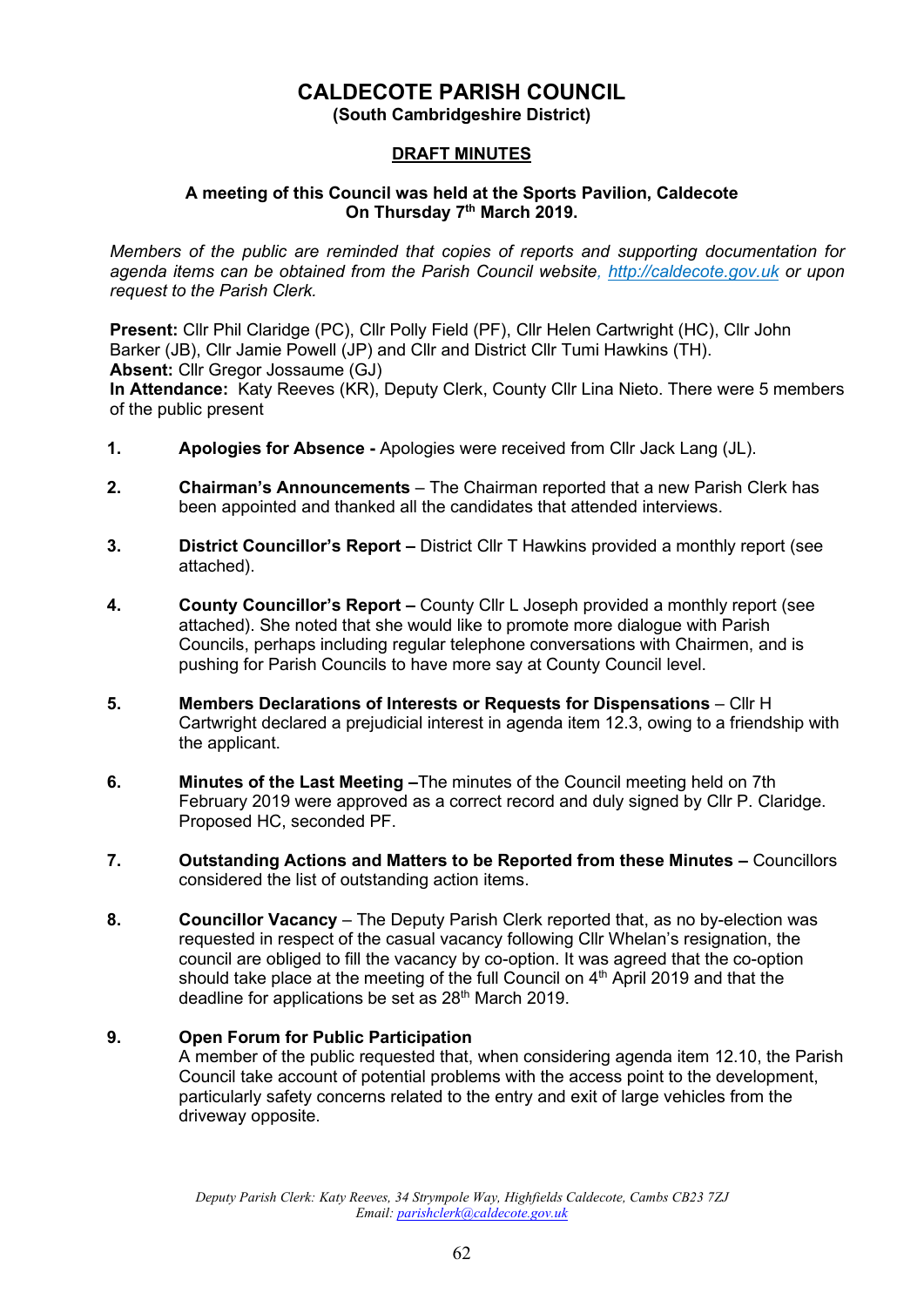# CALDECOTE PARISH COUNCIL

**(South Cambridgeshire District)**

## DRAFT MINUTES

**A meeting of this Council was held at the Sports Pavilion, Caldecote On Thursday 7th March 2019.**

*Members of the public are reminded that copies of reports and supporting documentation for agenda items can be obtained from the Parish Council website, http://caldecote.gov.uk or upon request to the Parish Clerk.*

**Present:** Cllr Phil Claridge (PC), Cllr Polly Field (PF), Cllr Helen Cartwright (HC), Cllr John Barker (JB), Cllr Jamie Powell (JP) and Cllr and District Cllr Tumi Hawkins (TH).
**Absent:** Cllr Gregor Jossaume (GJ)
**In Attendance:** Katy Reeves (KR), Deputy Clerk, County Cllr Lina Nieto. There were 5 members of the public present

1. **Apologies for Absence -** Apologies were received from Cllr Jack Lang (JL).

2. **Chairman's Announcements** – The Chairman reported that a new Parish Clerk has been appointed and thanked all the candidates that attended interviews.

3. **District Councillor's Report –** District Cllr T Hawkins provided a monthly report (see attached).

4. **County Councillor's Report –** County Cllr L Joseph provided a monthly report (see attached). She noted that she would like to promote more dialogue with Parish Councils, perhaps including regular telephone conversations with Chairmen, and is pushing for Parish Councils to have more say at County Council level.

5. **Members Declarations of Interests or Requests for Dispensations** – Cllr H Cartwright declared a prejudicial interest in agenda item 12.3, owing to a friendship with the applicant.

6. **Minutes of the Last Meeting –**The minutes of the Council meeting held on 7th February 2019 were approved as a correct record and duly signed by Cllr P. Claridge. Proposed HC, seconded PF.

7. **Outstanding Actions and Matters to be Reported from these Minutes –** Councillors considered the list of outstanding action items.

8. **Councillor Vacancy** – The Deputy Parish Clerk reported that, as no by-election was requested in respect of the casual vacancy following Cllr Whelan's resignation, the council are obliged to fill the vacancy by co-option. It was agreed that the co-option should take place at the meeting of the full Council on 4th April 2019 and that the deadline for applications be set as 28th March 2019.

9. **Open Forum for Public Participation**
   A member of the public requested that, when considering agenda item 12.10, the Parish Council take account of potential problems with the access point to the development, particularly safety concerns related to the entry and exit of large vehicles from the driveway opposite.

*Deputy Parish Clerk: Katy Reeves, 34 Strympole Way, Highfields Caldecote, Cambs CB23 7ZJ*
*Email: parishclerk@caldecote.gov.uk*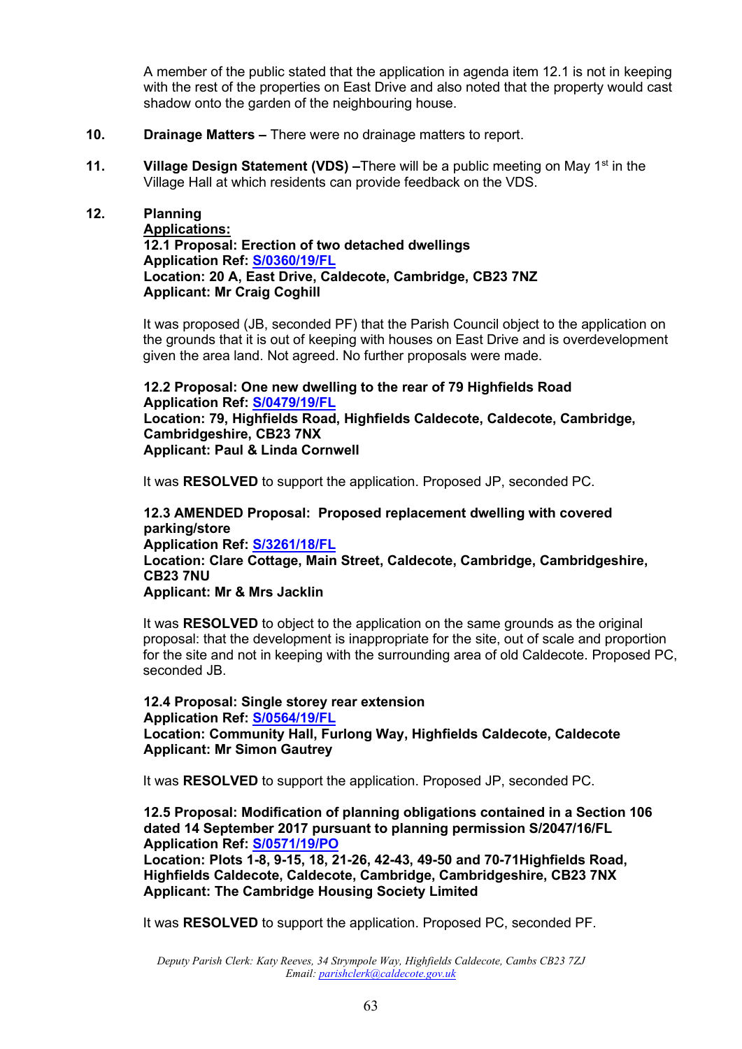A member of the public stated that the application in agenda item 12.1 is not in keeping with the rest of the properties on East Drive and also noted that the property would cast shadow onto the garden of the neighbouring house.

**10.** **Drainage Matters –** There were no drainage matters to report.

**11.** **Village Design Statement (VDS) –**There will be a public meeting on May 1st in the Village Hall at which residents can provide feedback on the VDS.

**12.** **Planning**

**Applications:**

**12.1 Proposal: Erection of two detached dwellings**
**Application Ref: S/0360/19/FL**
**Location: 20 A, East Drive, Caldecote, Cambridge, CB23 7NZ**
**Applicant: Mr Craig Coghill**

It was proposed (JB, seconded PF) that the Parish Council object to the application on the grounds that it is out of keeping with houses on East Drive and is overdevelopment given the area land. Not agreed. No further proposals were made.

**12.2 Proposal: One new dwelling to the rear of 79 Highfields Road**
**Application Ref: S/0479/19/FL**
**Location: 79, Highfields Road, Highfields Caldecote, Caldecote, Cambridge, Cambridgeshire, CB23 7NX**
**Applicant: Paul & Linda Cornwell**

It was **RESOLVED** to support the application. Proposed JP, seconded PC.

**12.3 AMENDED Proposal: Proposed replacement dwelling with covered parking/store**
**Application Ref: S/3261/18/FL**
**Location: Clare Cottage, Main Street, Caldecote, Cambridge, Cambridgeshire, CB23 7NU**
**Applicant: Mr & Mrs Jacklin**

It was **RESOLVED** to object to the application on the same grounds as the original proposal: that the development is inappropriate for the site, out of scale and proportion for the site and not in keeping with the surrounding area of old Caldecote. Proposed PC, seconded JB.

**12.4 Proposal: Single storey rear extension**
**Application Ref: S/0564/19/FL**
**Location: Community Hall, Furlong Way, Highfields Caldecote, Caldecote**
**Applicant: Mr Simon Gautrey**

It was **RESOLVED** to support the application. Proposed JP, seconded PC.

**12.5 Proposal: Modification of planning obligations contained in a Section 106 dated 14 September 2017 pursuant to planning permission S/2047/16/FL**
**Application Ref: S/0571/19/PO**
**Location: Plots 1-8, 9-15, 18, 21-26, 42-43, 49-50 and 70-71Highfields Road, Highfields Caldecote, Caldecote, Cambridge, Cambridgeshire, CB23 7NX**
**Applicant: The Cambridge Housing Society Limited**

It was **RESOLVED** to support the application. Proposed PC, seconded PF.

*Deputy Parish Clerk: Katy Reeves, 34 Strympole Way, Highfields Caldecote, Cambs CB23 7ZJ*
*Email: parishclerk@caldecote.gov.uk*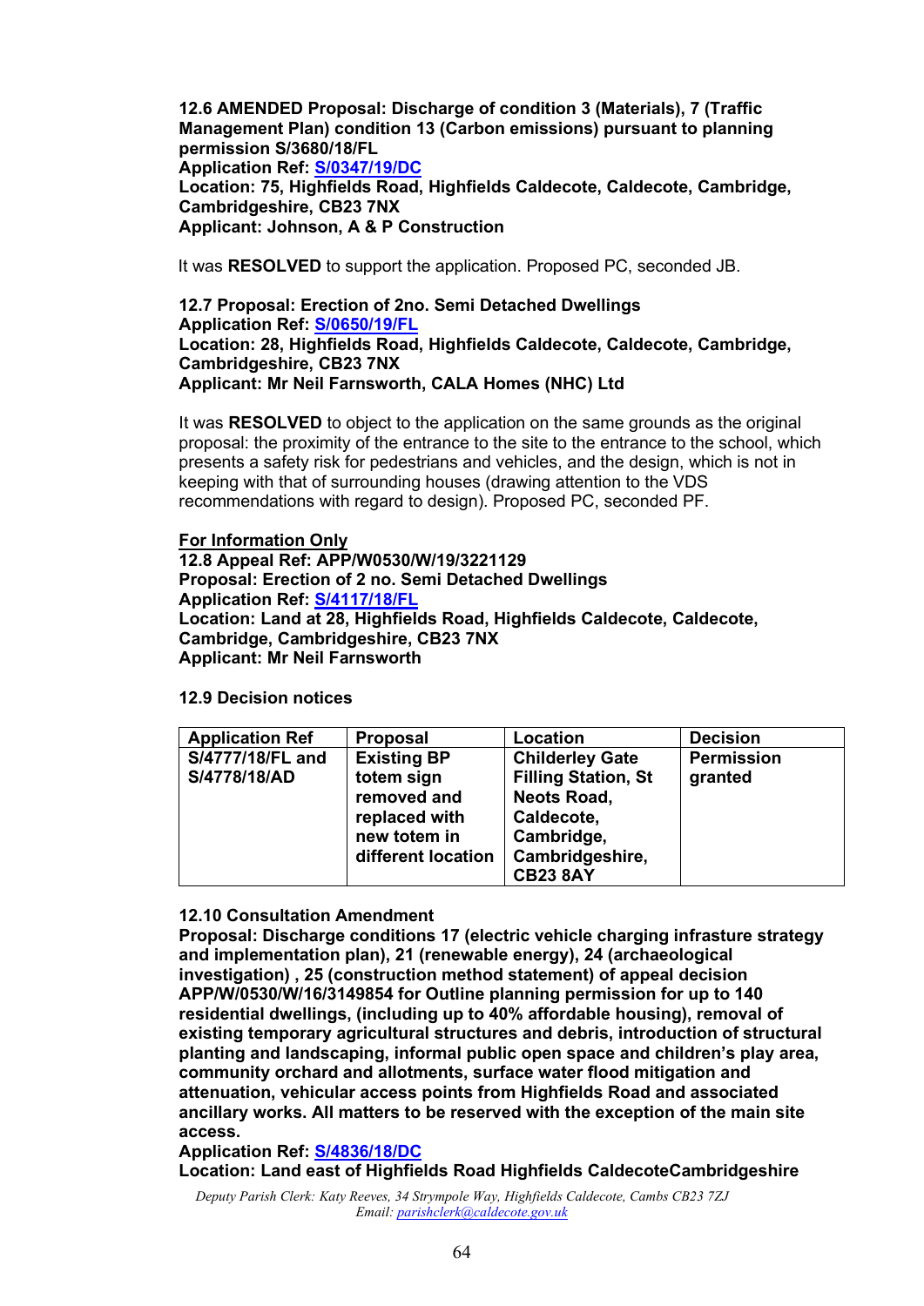**12.6 AMENDED Proposal: Discharge of condition 3 (Materials), 7 (Traffic Management Plan) condition 13 (Carbon emissions) pursuant to planning permission S/3680/18/FL**
**Application Ref: S/0347/19/DC**
**Location: 75, Highfields Road, Highfields Caldecote, Caldecote, Cambridge, Cambridgeshire, CB23 7NX**
**Applicant: Johnson, A & P Construction**

It was **RESOLVED** to support the application. Proposed PC, seconded JB.

**12.7 Proposal: Erection of 2no. Semi Detached Dwellings**
**Application Ref: S/0650/19/FL**
**Location: 28, Highfields Road, Highfields Caldecote, Caldecote, Cambridge, Cambridgeshire, CB23 7NX**
**Applicant: Mr Neil Farnsworth, CALA Homes (NHC) Ltd**

It was **RESOLVED** to object to the application on the same grounds as the original proposal: the proximity of the entrance to the site to the entrance to the school, which presents a safety risk for pedestrians and vehicles, and the design, which is not in keeping with that of surrounding houses (drawing attention to the VDS recommendations with regard to design). Proposed PC, seconded PF.

**For Information Only**
**12.8 Appeal Ref: APP/W0530/W/19/3221129**
**Proposal: Erection of 2 no. Semi Detached Dwellings**
**Application Ref: S/4117/18/FL**
**Location: Land at 28, Highfields Road, Highfields Caldecote, Caldecote, Cambridge, Cambridgeshire, CB23 7NX**
**Applicant: Mr Neil Farnsworth**

**12.9 Decision notices**

| Application Ref | Proposal | Location | Decision |
| --- | --- | --- | --- |
| **S/4777/18/FL and S/4778/18/AD** | **Existing BP totem sign removed and replaced with new totem in different location** | **Childerley Gate Filling Station, St Neots Road, Caldecote, Cambridge, Cambridgeshire, CB23 8AY** | **Permission granted** |

**12.10 Consultation Amendment**
**Proposal: Discharge conditions 17 (electric vehicle charging infrasture strategy and implementation plan), 21 (renewable energy), 24 (archaeological investigation) , 25 (construction method statement) of appeal decision APP/W/0530/W/16/3149854 for Outline planning permission for up to 140 residential dwellings, (including up to 40% affordable housing), removal of existing temporary agricultural structures and debris, introduction of structural planting and landscaping, informal public open space and children's play area, community orchard and allotments, surface water flood mitigation and attenuation, vehicular access points from Highfields Road and associated ancillary works. All matters to be reserved with the exception of the main site access.**
**Application Ref: S/4836/18/DC**
**Location: Land east of Highfields Road Highfields CaldecoteCambridgeshire**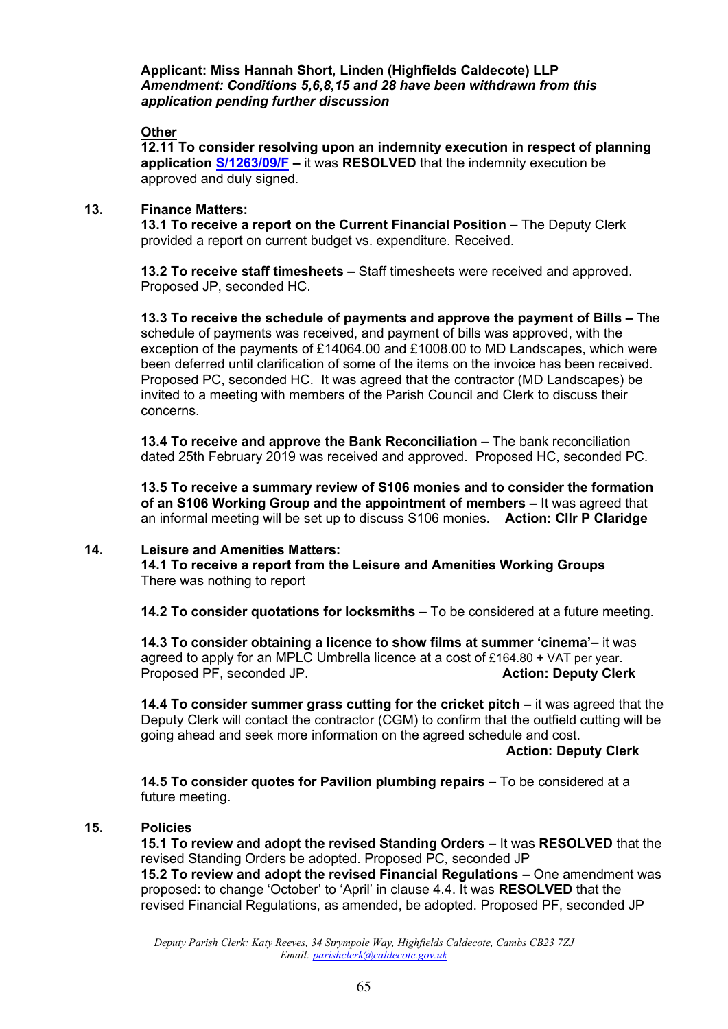**Applicant: Miss Hannah Short, Linden (Highfields Caldecote) LLP**
***Amendment: Conditions 5,6,8,15 and 28 have been withdrawn from this application pending further discussion***

**Other**

**12.11 To consider resolving upon an indemnity execution in respect of planning application [S/1263/09/F](S/1263/09/F) –** it was **RESOLVED** that the indemnity execution be approved and duly signed.

## 13. Finance Matters:

**13.1 To receive a report on the Current Financial Position –** The Deputy Clerk provided a report on current budget vs. expenditure. Received.

**13.2 To receive staff timesheets –** Staff timesheets were received and approved. Proposed JP, seconded HC.

**13.3 To receive the schedule of payments and approve the payment of Bills –** The schedule of payments was received, and payment of bills was approved, with the exception of the payments of £14064.00 and £1008.00 to MD Landscapes, which were been deferred until clarification of some of the items on the invoice has been received. Proposed PC, seconded HC. It was agreed that the contractor (MD Landscapes) be invited to a meeting with members of the Parish Council and Clerk to discuss their concerns.

**13.4 To receive and approve the Bank Reconciliation –** The bank reconciliation dated 25th February 2019 was received and approved. Proposed HC, seconded PC.

**13.5 To receive a summary review of S106 monies and to consider the formation of an S106 Working Group and the appointment of members –** It was agreed that an informal meeting will be set up to discuss S106 monies. **Action: Cllr P Claridge**

## 14. Leisure and Amenities Matters:

**14.1 To receive a report from the Leisure and Amenities Working Groups**
There was nothing to report

**14.2 To consider quotations for locksmiths –** To be considered at a future meeting.

**14.3 To consider obtaining a licence to show films at summer 'cinema'–** it was agreed to apply for an MPLC Umbrella licence at a cost of £164.80 + VAT per year. Proposed PF, seconded JP. **Action: Deputy Clerk**

**14.4 To consider summer grass cutting for the cricket pitch –** it was agreed that the Deputy Clerk will contact the contractor (CGM) to confirm that the outfield cutting will be going ahead and seek more information on the agreed schedule and cost.
**Action: Deputy Clerk**

**14.5 To consider quotes for Pavilion plumbing repairs –** To be considered at a future meeting.

## 15. Policies

**15.1 To review and adopt the revised Standing Orders –** It was **RESOLVED** that the revised Standing Orders be adopted. Proposed PC, seconded JP
**15.2 To review and adopt the revised Financial Regulations –** One amendment was proposed: to change 'October' to 'April' in clause 4.4. It was **RESOLVED** that the revised Financial Regulations, as amended, be adopted. Proposed PF, seconded JP

*Deputy Parish Clerk: Katy Reeves, 34 Strympole Way, Highfields Caldecote, Cambs CB23 7ZJ*
*Email: [parishclerk@caldecote.gov.uk](mailto:parishclerk@caldecote.gov.uk)*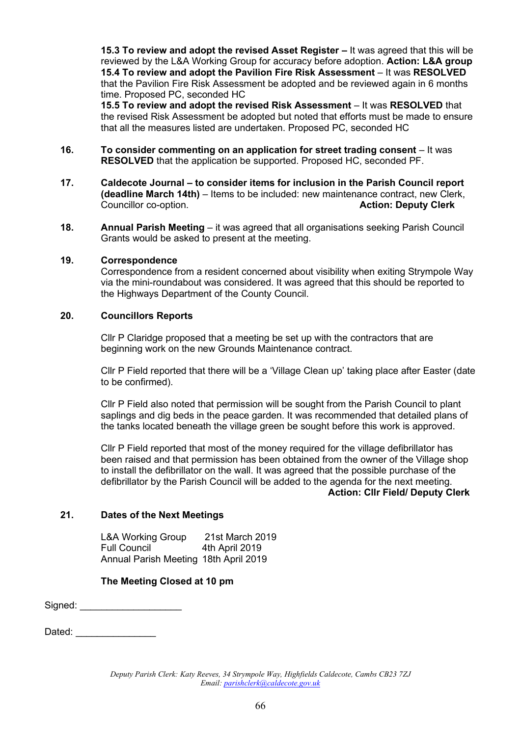**15.3 To review and adopt the revised Asset Register –** It was agreed that this will be reviewed by the L&A Working Group for accuracy before adoption. **Action: L&A group**
**15.4 To review and adopt the Pavilion Fire Risk Assessment** – It was **RESOLVED** that the Pavilion Fire Risk Assessment be adopted and be reviewed again in 6 months time. Proposed PC, seconded HC

**15.5 To review and adopt the revised Risk Assessment** – It was **RESOLVED** that the revised Risk Assessment be adopted but noted that efforts must be made to ensure that all the measures listed are undertaken. Proposed PC, seconded HC

**16. To consider commenting on an application for street trading consent** – It was **RESOLVED** that the application be supported. Proposed HC, seconded PF.

**17. Caldecote Journal – to consider items for inclusion in the Parish Council report (deadline March 14th)** – Items to be included: new maintenance contract, new Clerk, Councillor co-option. **Action: Deputy Clerk**

**18. Annual Parish Meeting** – it was agreed that all organisations seeking Parish Council Grants would be asked to present at the meeting.

**19. Correspondence**

Correspondence from a resident concerned about visibility when exiting Strympole Way via the mini-roundabout was considered. It was agreed that this should be reported to the Highways Department of the County Council.

**20. Councillors Reports**

Cllr P Claridge proposed that a meeting be set up with the contractors that are beginning work on the new Grounds Maintenance contract.

Cllr P Field reported that there will be a 'Village Clean up' taking place after Easter (date to be confirmed).

Cllr P Field also noted that permission will be sought from the Parish Council to plant saplings and dig beds in the peace garden. It was recommended that detailed plans of the tanks located beneath the village green be sought before this work is approved.

Cllr P Field reported that most of the money required for the village defibrillator has been raised and that permission has been obtained from the owner of the Village shop to install the defibrillator on the wall. It was agreed that the possible purchase of the defibrillator by the Parish Council will be added to the agenda for the next meeting.

**Action: Cllr Field/ Deputy Clerk**

**21. Dates of the Next Meetings**

L&A Working Group 21st March 2019
Full Council 4th April 2019
Annual Parish Meeting 18th April 2019

**The Meeting Closed at 10 pm**

Signed: ___________________

Dated: _______________

*Deputy Parish Clerk: Katy Reeves, 34 Strympole Way, Highfields Caldecote, Cambs CB23 7ZJ*
*Email: parishclerk@caldecote.gov.uk*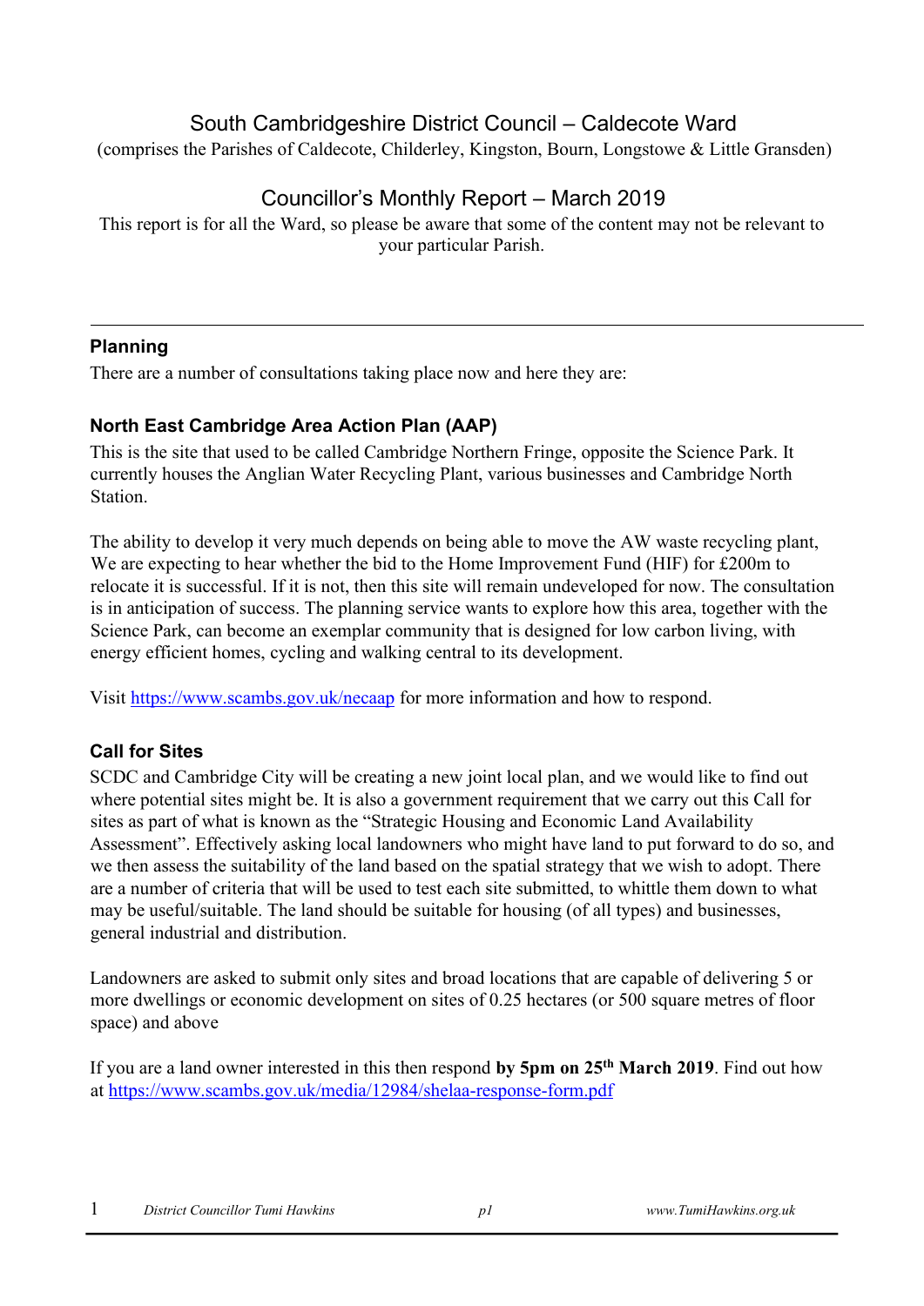# South Cambridgeshire District Council – Caldecote Ward

(comprises the Parishes of Caldecote, Childerley, Kingston, Bourn, Longstowe & Little Gransden)

# Councillor's Monthly Report – March 2019

This report is for all the Ward, so please be aware that some of the content may not be relevant to your particular Parish.

---

## Planning

There are a number of consultations taking place now and here they are:

### North East Cambridge Area Action Plan (AAP)

This is the site that used to be called Cambridge Northern Fringe, opposite the Science Park. It currently houses the Anglian Water Recycling Plant, various businesses and Cambridge North Station.

The ability to develop it very much depends on being able to move the AW waste recycling plant, We are expecting to hear whether the bid to the Home Improvement Fund (HIF) for £200m to relocate it is successful. If it is not, then this site will remain undeveloped for now. The consultation is in anticipation of success. The planning service wants to explore how this area, together with the Science Park, can become an exemplar community that is designed for low carbon living, with energy efficient homes, cycling and walking central to its development.

Visit https://www.scambs.gov.uk/necaap for more information and how to respond.

### Call for Sites

SCDC and Cambridge City will be creating a new joint local plan, and we would like to find out where potential sites might be. It is also a government requirement that we carry out this Call for sites as part of what is known as the "Strategic Housing and Economic Land Availability Assessment". Effectively asking local landowners who might have land to put forward to do so, and we then assess the suitability of the land based on the spatial strategy that we wish to adopt. There are a number of criteria that will be used to test each site submitted, to whittle them down to what may be useful/suitable. The land should be suitable for housing (of all types) and businesses, general industrial and distribution.

Landowners are asked to submit only sites and broad locations that are capable of delivering 5 or more dwellings or economic development on sites of 0.25 hectares (or 500 square metres of floor space) and above

If you are a land owner interested in this then respond **by 5pm on 25th March 2019**. Find out how at https://www.scambs.gov.uk/media/12984/shelaa-response-form.pdf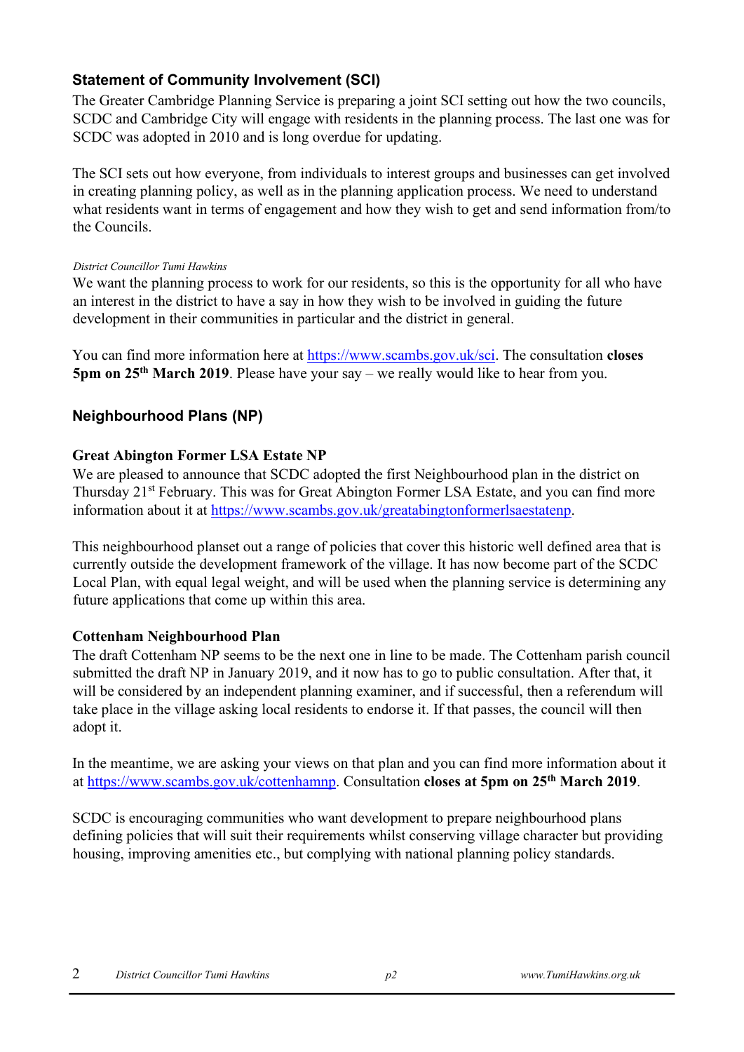## Statement of Community Involvement (SCI)

The Greater Cambridge Planning Service is preparing a joint SCI setting out how the two councils, SCDC and Cambridge City will engage with residents in the planning process. The last one was for SCDC was adopted in 2010 and is long overdue for updating.

The SCI sets out how everyone, from individuals to interest groups and businesses can get involved in creating planning policy, as well as in the planning application process. We need to understand what residents want in terms of engagement and how they wish to get and send information from/to the Councils.

*District Councillor Tumi Hawkins*

We want the planning process to work for our residents, so this is the opportunity for all who have an interest in the district to have a say in how they wish to be involved in guiding the future development in their communities in particular and the district in general.

You can find more information here at https://www.scambs.gov.uk/sci. The consultation **closes 5pm on 25th March 2019**. Please have your say – we really would like to hear from you.

## Neighbourhood Plans (NP)

### Great Abington Former LSA Estate NP

We are pleased to announce that SCDC adopted the first Neighbourhood plan in the district on Thursday 21st February. This was for Great Abington Former LSA Estate, and you can find more information about it at https://www.scambs.gov.uk/greatabingtonformerlsaestatenp.

This neighbourhood planset out a range of policies that cover this historic well defined area that is currently outside the development framework of the village. It has now become part of the SCDC Local Plan, with equal legal weight, and will be used when the planning service is determining any future applications that come up within this area.

### Cottenham Neighbourhood Plan

The draft Cottenham NP seems to be the next one in line to be made. The Cottenham parish council submitted the draft NP in January 2019, and it now has to go to public consultation. After that, it will be considered by an independent planning examiner, and if successful, then a referendum will take place in the village asking local residents to endorse it. If that passes, the council will then adopt it.

In the meantime, we are asking your views on that plan and you can find more information about it at https://www.scambs.gov.uk/cottenhamnp. Consultation **closes at 5pm on 25th March 2019**.

SCDC is encouraging communities who want development to prepare neighbourhood plans defining policies that will suit their requirements whilst conserving village character but providing housing, improving amenities etc., but complying with national planning policy standards.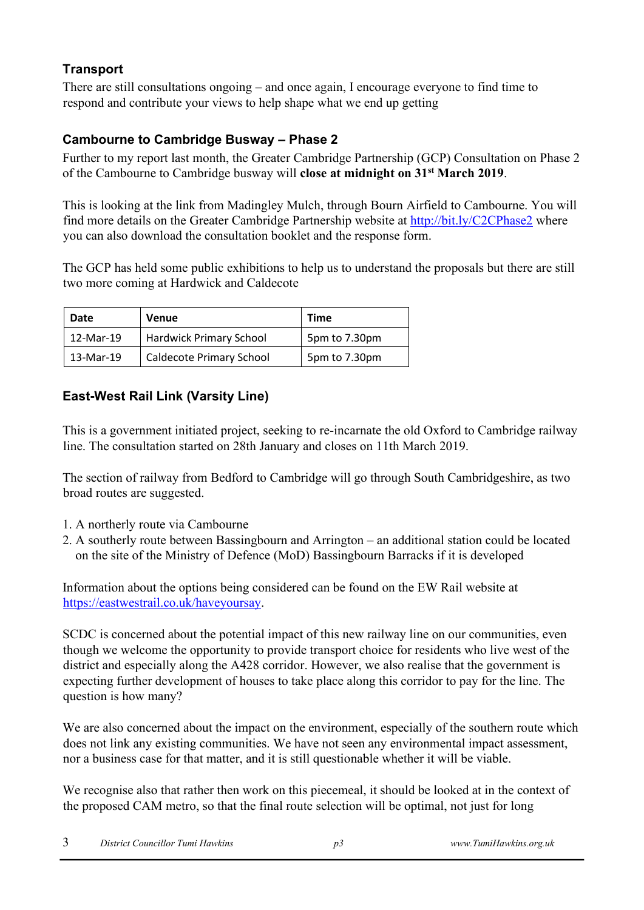## Transport

There are still consultations ongoing – and once again, I encourage everyone to find time to respond and contribute your views to help shape what we end up getting

### Cambourne to Cambridge Busway – Phase 2

Further to my report last month, the Greater Cambridge Partnership (GCP) Consultation on Phase 2 of the Cambourne to Cambridge busway will **close at midnight on 31st March 2019**.

This is looking at the link from Madingley Mulch, through Bourn Airfield to Cambourne. You will find more details on the Greater Cambridge Partnership website at http://bit.ly/C2CPhase2 where you can also download the consultation booklet and the response form.

The GCP has held some public exhibitions to help us to understand the proposals but there are still two more coming at Hardwick and Caldecote

| Date | Venue | Time |
|---|---|---|
| 12-Mar-19 | Hardwick Primary School | 5pm to 7.30pm |
| 13-Mar-19 | Caldecote Primary School | 5pm to 7.30pm |

### East-West Rail Link (Varsity Line)

This is a government initiated project, seeking to re-incarnate the old Oxford to Cambridge railway line. The consultation started on 28th January and closes on 11th March 2019.

The section of railway from Bedford to Cambridge will go through South Cambridgeshire, as two broad routes are suggested.

1. A northerly route via Cambourne
2. A southerly route between Bassingbourn and Arrington – an additional station could be located on the site of the Ministry of Defence (MoD) Bassingbourn Barracks if it is developed

Information about the options being considered can be found on the EW Rail website at https://eastwestrail.co.uk/haveyoursay.

SCDC is concerned about the potential impact of this new railway line on our communities, even though we welcome the opportunity to provide transport choice for residents who live west of the district and especially along the A428 corridor. However, we also realise that the government is expecting further development of houses to take place along this corridor to pay for the line. The question is how many?

We are also concerned about the impact on the environment, especially of the southern route which does not link any existing communities. We have not seen any environmental impact assessment, nor a business case for that matter, and it is still questionable whether it will be viable.

We recognise also that rather then work on this piecemeal, it should be looked at in the context of the proposed CAM metro, so that the final route selection will be optimal, not just for long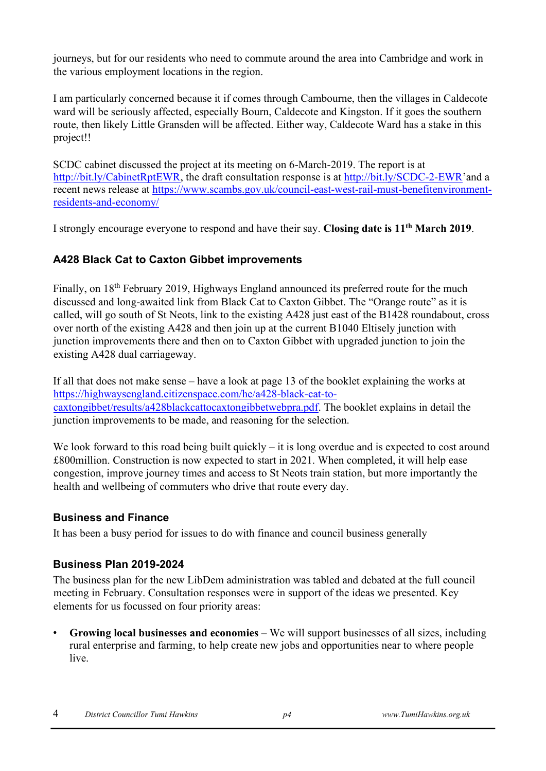journeys, but for our residents who need to commute around the area into Cambridge and work in the various employment locations in the region.

I am particularly concerned because it if comes through Cambourne, then the villages in Caldecote ward will be seriously affected, especially Bourn, Caldecote and Kingston. If it goes the southern route, then likely Little Gransden will be affected. Either way, Caldecote Ward has a stake in this project!!

SCDC cabinet discussed the project at its meeting on 6-March-2019. The report is at http://bit.ly/CabinetRptEWR, the draft consultation response is at http://bit.ly/SCDC-2-EWR'and a recent news release at https://www.scambs.gov.uk/council-east-west-rail-must-benefitenvironment-residents-and-economy/

I strongly encourage everyone to respond and have their say. **Closing date is 11th March 2019**.

### A428 Black Cat to Caxton Gibbet improvements

Finally, on 18th February 2019, Highways England announced its preferred route for the much discussed and long-awaited link from Black Cat to Caxton Gibbet. The "Orange route" as it is called, will go south of St Neots, link to the existing A428 just east of the B1428 roundabout, cross over north of the existing A428 and then join up at the current B1040 Eltisely junction with junction improvements there and then on to Caxton Gibbet with upgraded junction to join the existing A428 dual carriageway.

If all that does not make sense – have a look at page 13 of the booklet explaining the works at https://highwaysengland.citizenspace.com/he/a428-black-cat-to-caxtongibbet/results/a428blackcattocaxtongibbetwebpra.pdf. The booklet explains in detail the junction improvements to be made, and reasoning for the selection.

We look forward to this road being built quickly – it is long overdue and is expected to cost around £800million. Construction is now expected to start in 2021. When completed, it will help ease congestion, improve journey times and access to St Neots train station, but more importantly the health and wellbeing of commuters who drive that route every day.

### Business and Finance

It has been a busy period for issues to do with finance and council business generally

### Business Plan 2019-2024

The business plan for the new LibDem administration was tabled and debated at the full council meeting in February. Consultation responses were in support of the ideas we presented. Key elements for us focussed on four priority areas:

- **Growing local businesses and economies** – We will support businesses of all sizes, including rural enterprise and farming, to help create new jobs and opportunities near to where people live.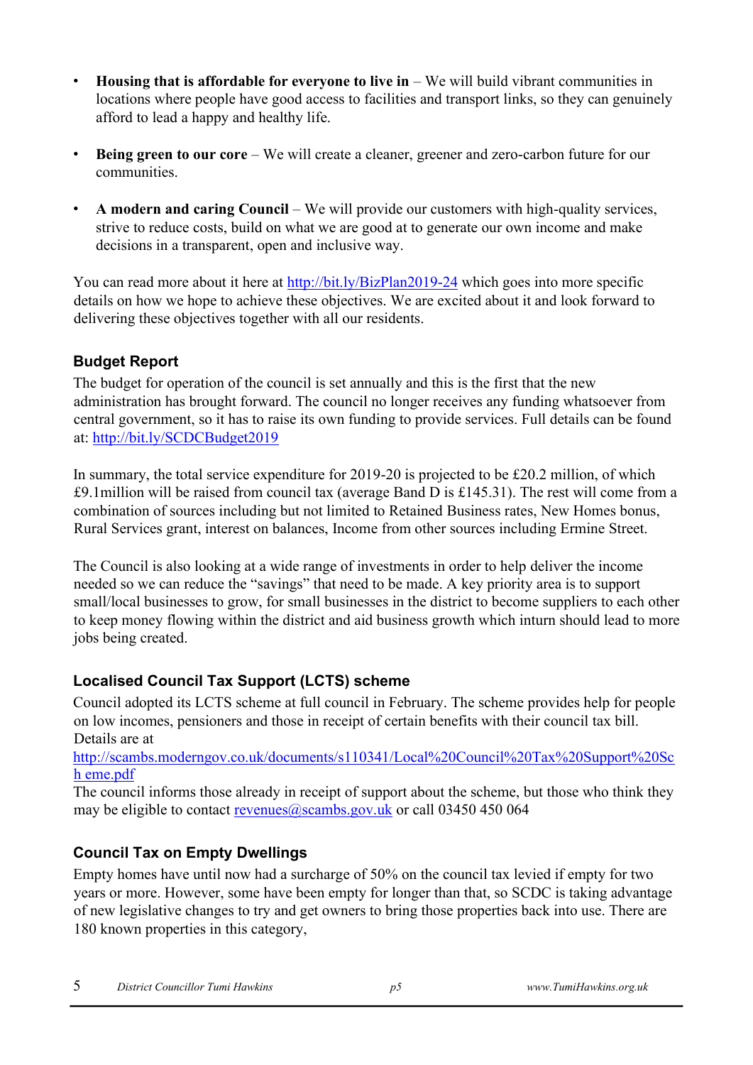- **Housing that is affordable for everyone to live in** – We will build vibrant communities in locations where people have good access to facilities and transport links, so they can genuinely afford to lead a happy and healthy life.

- **Being green to our core** – We will create a cleaner, greener and zero-carbon future for our communities.

- **A modern and caring Council** – We will provide our customers with high-quality services, strive to reduce costs, build on what we are good at to generate our own income and make decisions in a transparent, open and inclusive way.

You can read more about it here at http://bit.ly/BizPlan2019-24 which goes into more specific details on how we hope to achieve these objectives. We are excited about it and look forward to delivering these objectives together with all our residents.

### Budget Report

The budget for operation of the council is set annually and this is the first that the new administration has brought forward. The council no longer receives any funding whatsoever from central government, so it has to raise its own funding to provide services. Full details can be found at: http://bit.ly/SCDCBudget2019

In summary, the total service expenditure for 2019-20 is projected to be £20.2 million, of which £9.1million will be raised from council tax (average Band D is £145.31). The rest will come from a combination of sources including but not limited to Retained Business rates, New Homes bonus, Rural Services grant, interest on balances, Income from other sources including Ermine Street.

The Council is also looking at a wide range of investments in order to help deliver the income needed so we can reduce the "savings" that need to be made. A key priority area is to support small/local businesses to grow, for small businesses in the district to become suppliers to each other to keep money flowing within the district and aid business growth which inturn should lead to more jobs being created.

### Localised Council Tax Support (LCTS) scheme

Council adopted its LCTS scheme at full council in February. The scheme provides help for people on low incomes, pensioners and those in receipt of certain benefits with their council tax bill. Details are at
http://scambs.moderngov.co.uk/documents/s110341/Local%20Council%20Tax%20Support%20Sch eme.pdf
The council informs those already in receipt of support about the scheme, but those who think they may be eligible to contact revenues@scambs.gov.uk or call 03450 450 064

### Council Tax on Empty Dwellings

Empty homes have until now had a surcharge of 50% on the council tax levied if empty for two years or more. However, some have been empty for longer than that, so SCDC is taking advantage of new legislative changes to try and get owners to bring those properties back into use. There are 180 known properties in this category,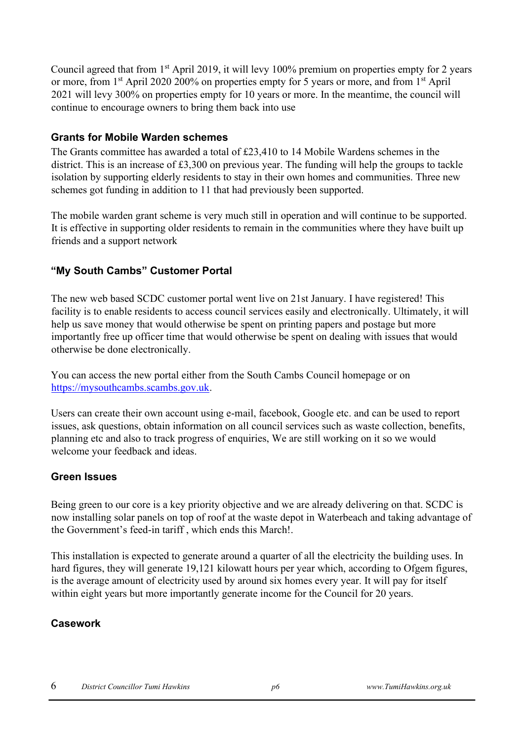Council agreed that from 1st April 2019, it will levy 100% premium on properties empty for 2 years or more, from 1st April 2020 200% on properties empty for 5 years or more, and from 1st April 2021 will levy 300% on properties empty for 10 years or more. In the meantime, the council will continue to encourage owners to bring them back into use

### Grants for Mobile Warden schemes

The Grants committee has awarded a total of £23,410 to 14 Mobile Wardens schemes in the district. This is an increase of £3,300 on previous year. The funding will help the groups to tackle isolation by supporting elderly residents to stay in their own homes and communities. Three new schemes got funding in addition to 11 that had previously been supported.

The mobile warden grant scheme is very much still in operation and will continue to be supported. It is effective in supporting older residents to remain in the communities where they have built up friends and a support network

### "My South Cambs" Customer Portal

The new web based SCDC customer portal went live on 21st January. I have registered! This facility is to enable residents to access council services easily and electronically. Ultimately, it will help us save money that would otherwise be spent on printing papers and postage but more importantly free up officer time that would otherwise be spent on dealing with issues that would otherwise be done electronically.

You can access the new portal either from the South Cambs Council homepage or on https://mysouthcambs.scambs.gov.uk.

Users can create their own account using e-mail, facebook, Google etc. and can be used to report issues, ask questions, obtain information on all council services such as waste collection, benefits, planning etc and also to track progress of enquiries, We are still working on it so we would welcome your feedback and ideas.

### Green Issues

Being green to our core is a key priority objective and we are already delivering on that. SCDC is now installing solar panels on top of roof at the waste depot in Waterbeach and taking advantage of the Government's feed-in tariff , which ends this March!.

This installation is expected to generate around a quarter of all the electricity the building uses. In hard figures, they will generate 19,121 kilowatt hours per year which, according to Ofgem figures, is the average amount of electricity used by around six homes every year. It will pay for itself within eight years but more importantly generate income for the Council for 20 years.

### Casework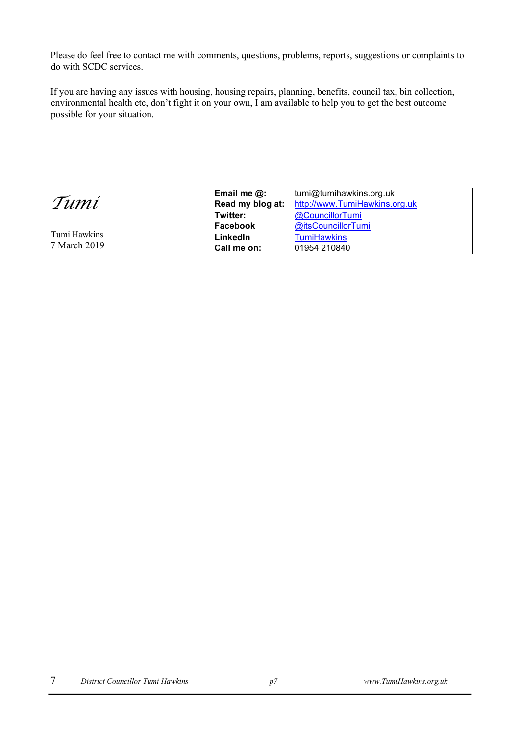Please do feel free to contact me with comments, questions, problems, reports, suggestions or complaints to do with SCDC services.

If you are having any issues with housing, housing repairs, planning, benefits, council tax, bin collection, environmental health etc, don't fight it on your own, I am available to help you to get the best outcome possible for your situation.

*Tumi*

Tumi Hawkins
7 March 2019

| | |
|---|---|
| **Email me @:** | tumi@tumihawkins.org.uk |
| **Read my blog at:** | http://www.TumiHawkins.org.uk |
| **Twitter:** | @CouncillorTumi |
| **Facebook** | @itsCouncillorTumi |
| **LinkedIn** | TumiHawkins |
| **Call me on:** | 01954 210840 |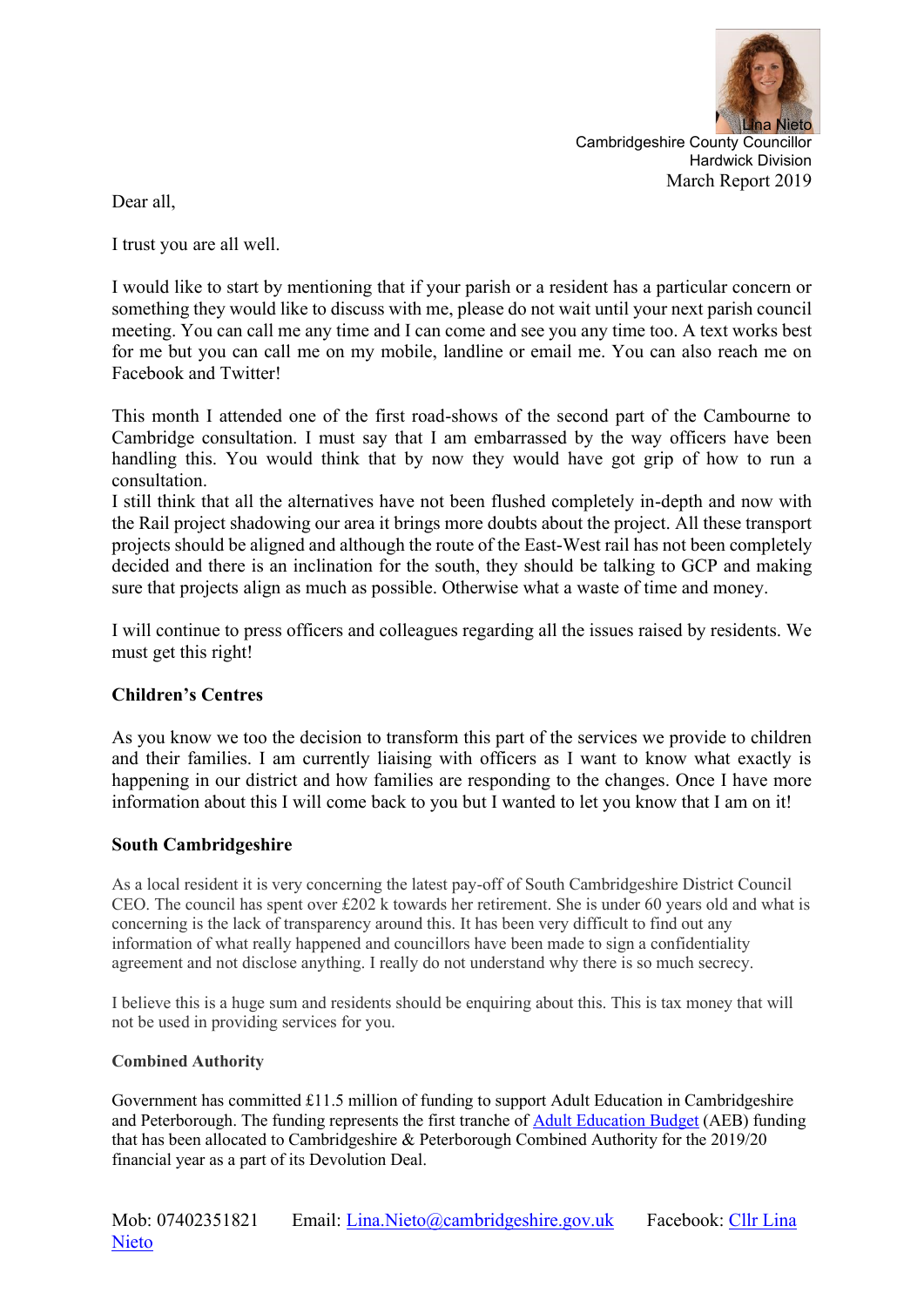Lina Nieto
Cambridgeshire County Councillor
Hardwick Division
March Report 2019

Dear all,

I trust you are all well.

I would like to start by mentioning that if your parish or a resident has a particular concern or something they would like to discuss with me, please do not wait until your next parish council meeting. You can call me any time and I can come and see you any time too. A text works best for me but you can call me on my mobile, landline or email me. You can also reach me on Facebook and Twitter!

This month I attended one of the first road-shows of the second part of the Cambourne to Cambridge consultation. I must say that I am embarrassed by the way officers have been handling this. You would think that by now they would have got grip of how to run a consultation.
I still think that all the alternatives have not been flushed completely in-depth and now with the Rail project shadowing our area it brings more doubts about the project. All these transport projects should be aligned and although the route of the East-West rail has not been completely decided and there is an inclination for the south, they should be talking to GCP and making sure that projects align as much as possible. Otherwise what a waste of time and money.

I will continue to press officers and colleagues regarding all the issues raised by residents. We must get this right!

**Children's Centres**

As you know we too the decision to transform this part of the services we provide to children and their families. I am currently liaising with officers as I want to know what exactly is happening in our district and how families are responding to the changes. Once I have more information about this I will come back to you but I wanted to let you know that I am on it!

**South Cambridgeshire**

As a local resident it is very concerning the latest pay-off of South Cambridgeshire District Council CEO. The council has spent over £202 k towards her retirement. She is under 60 years old and what is concerning is the lack of transparency around this. It has been very difficult to find out any information of what really happened and councillors have been made to sign a confidentiality agreement and not disclose anything. I really do not understand why there is so much secrecy.

I believe this is a huge sum and residents should be enquiring about this. This is tax money that will not be used in providing services for you.

**Combined Authority**

Government has committed £11.5 million of funding to support Adult Education in Cambridgeshire and Peterborough. The funding represents the first tranche of Adult Education Budget (AEB) funding that has been allocated to Cambridgeshire & Peterborough Combined Authority for the 2019/20 financial year as a part of its Devolution Deal.

Mob: 07402351821  Email: Lina.Nieto@cambridgeshire.gov.uk  Facebook: Cllr Lina Nieto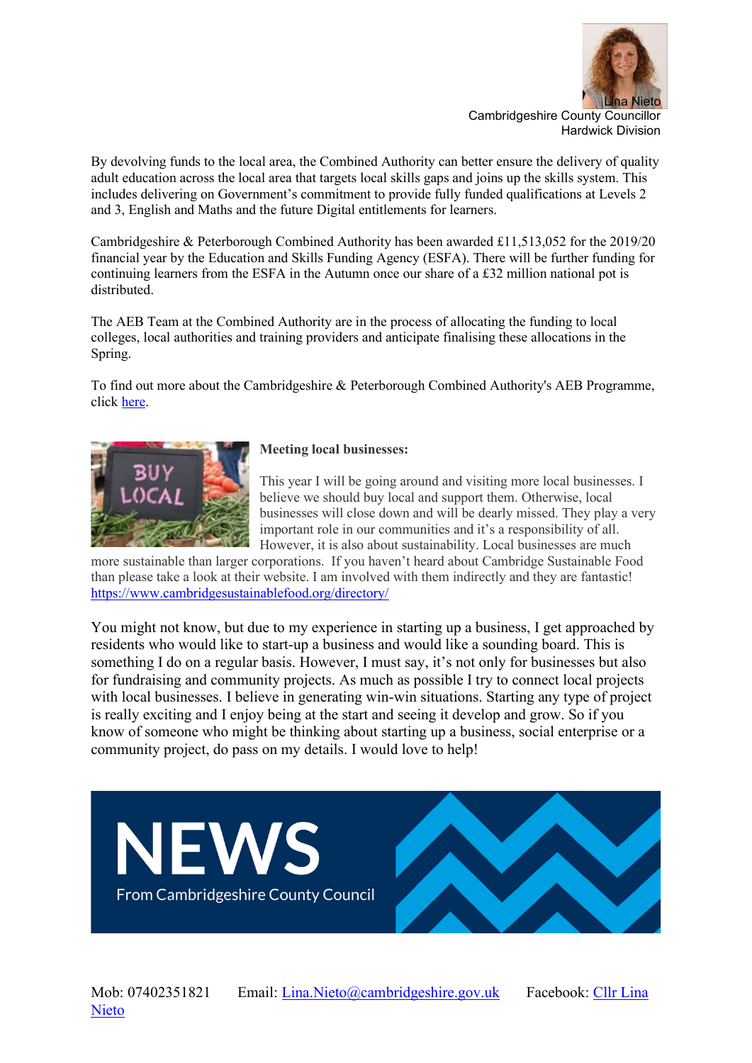Lina Nieto
Cambridgeshire County Councillor
Hardwick Division

By devolving funds to the local area, the Combined Authority can better ensure the delivery of quality adult education across the local area that targets local skills gaps and joins up the skills system. This includes delivering on Government's commitment to provide fully funded qualifications at Levels 2 and 3, English and Maths and the future Digital entitlements for learners.

Cambridgeshire & Peterborough Combined Authority has been awarded £11,513,052 for the 2019/20 financial year by the Education and Skills Funding Agency (ESFA). There will be further funding for continuing learners from the ESFA in the Autumn once our share of a £32 million national pot is distributed.

The AEB Team at the Combined Authority are in the process of allocating the funding to local colleges, local authorities and training providers and anticipate finalising these allocations in the Spring.

To find out more about the Cambridgeshire & Peterborough Combined Authority's AEB Programme, click here.

**Meeting local businesses:**

This year I will be going around and visiting more local businesses. I believe we should buy local and support them. Otherwise, local businesses will close down and will be dearly missed. They play a very important role in our communities and it's a responsibility of all. However, it is also about sustainability. Local businesses are much more sustainable than larger corporations. If you haven't heard about Cambridge Sustainable Food than please take a look at their website. I am involved with them indirectly and they are fantastic! https://www.cambridgesustainablefood.org/directory/

You might not know, but due to my experience in starting up a business, I get approached by residents who would like to start-up a business and would like a sounding board. This is something I do on a regular basis. However, I must say, it's not only for businesses but also for fundraising and community projects. As much as possible I try to connect local projects with local businesses. I believe in generating win-win situations. Starting any type of project is really exciting and I enjoy being at the start and seeing it develop and grow. So if you know of someone who might be thinking about starting up a business, social enterprise or a community project, do pass on my details. I would love to help!

# NEWS

From Cambridgeshire County Council

Mob: 07402351821 Email: Lina.Nieto@cambridgeshire.gov.uk Facebook: Cllr Lina Nieto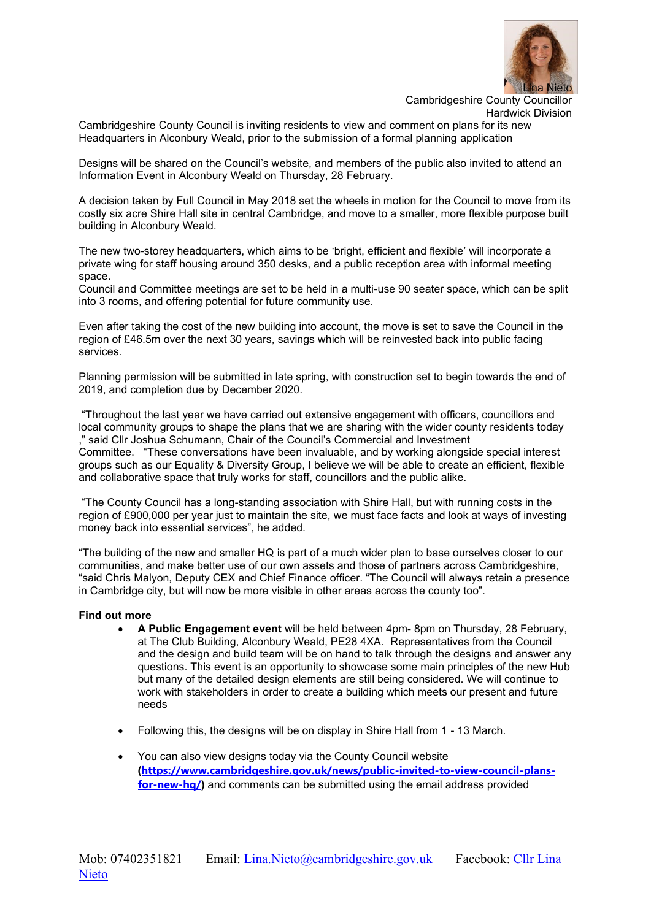Lina Nieto
Cambridgeshire County Councillor
Hardwick Division

Cambridgeshire County Council is inviting residents to view and comment on plans for its new Headquarters in Alconbury Weald, prior to the submission of a formal planning application

Designs will be shared on the Council's website, and members of the public also invited to attend an Information Event in Alconbury Weald on Thursday, 28 February.

A decision taken by Full Council in May 2018 set the wheels in motion for the Council to move from its costly six acre Shire Hall site in central Cambridge, and move to a smaller, more flexible purpose built building in Alconbury Weald.

The new two-storey headquarters, which aims to be 'bright, efficient and flexible' will incorporate a private wing for staff housing around 350 desks, and a public reception area with informal meeting space.
Council and Committee meetings are set to be held in a multi-use 90 seater space, which can be split into 3 rooms, and offering potential for future community use.

Even after taking the cost of the new building into account, the move is set to save the Council in the region of £46.5m over the next 30 years, savings which will be reinvested back into public facing services.

Planning permission will be submitted in late spring, with construction set to begin towards the end of 2019, and completion due by December 2020.

"Throughout the last year we have carried out extensive engagement with officers, councillors and local community groups to shape the plans that we are sharing with the wider county residents today ," said Cllr Joshua Schumann, Chair of the Council's Commercial and Investment Committee. "These conversations have been invaluable, and by working alongside special interest groups such as our Equality & Diversity Group, I believe we will be able to create an efficient, flexible and collaborative space that truly works for staff, councillors and the public alike.

"The County Council has a long-standing association with Shire Hall, but with running costs in the region of £900,000 per year just to maintain the site, we must face facts and look at ways of investing money back into essential services", he added.

"The building of the new and smaller HQ is part of a much wider plan to base ourselves closer to our communities, and make better use of our own assets and those of partners across Cambridgeshire, "said Chris Malyon, Deputy CEX and Chief Finance officer. "The Council will always retain a presence in Cambridge city, but will now be more visible in other areas across the county too".

**Find out more**

- **A Public Engagement event** will be held between 4pm- 8pm on Thursday, 28 February, at The Club Building, Alconbury Weald, PE28 4XA. Representatives from the Council and the design and build team will be on hand to talk through the designs and answer any questions. This event is an opportunity to showcase some main principles of the new Hub but many of the detailed design elements are still being considered. We will continue to work with stakeholders in order to create a building which meets our present and future needs

- Following this, the designs will be on display in Shire Hall from 1 - 13 March.

- You can also view designs today via the County Council website (**https://www.cambridgeshire.gov.uk/news/public-invited-to-view-council-plans-for-new-hq/**) and comments can be submitted using the email address provided

Mob: 07402351821 Email: Lina.Nieto@cambridgeshire.gov.uk Facebook: Cllr Lina Nieto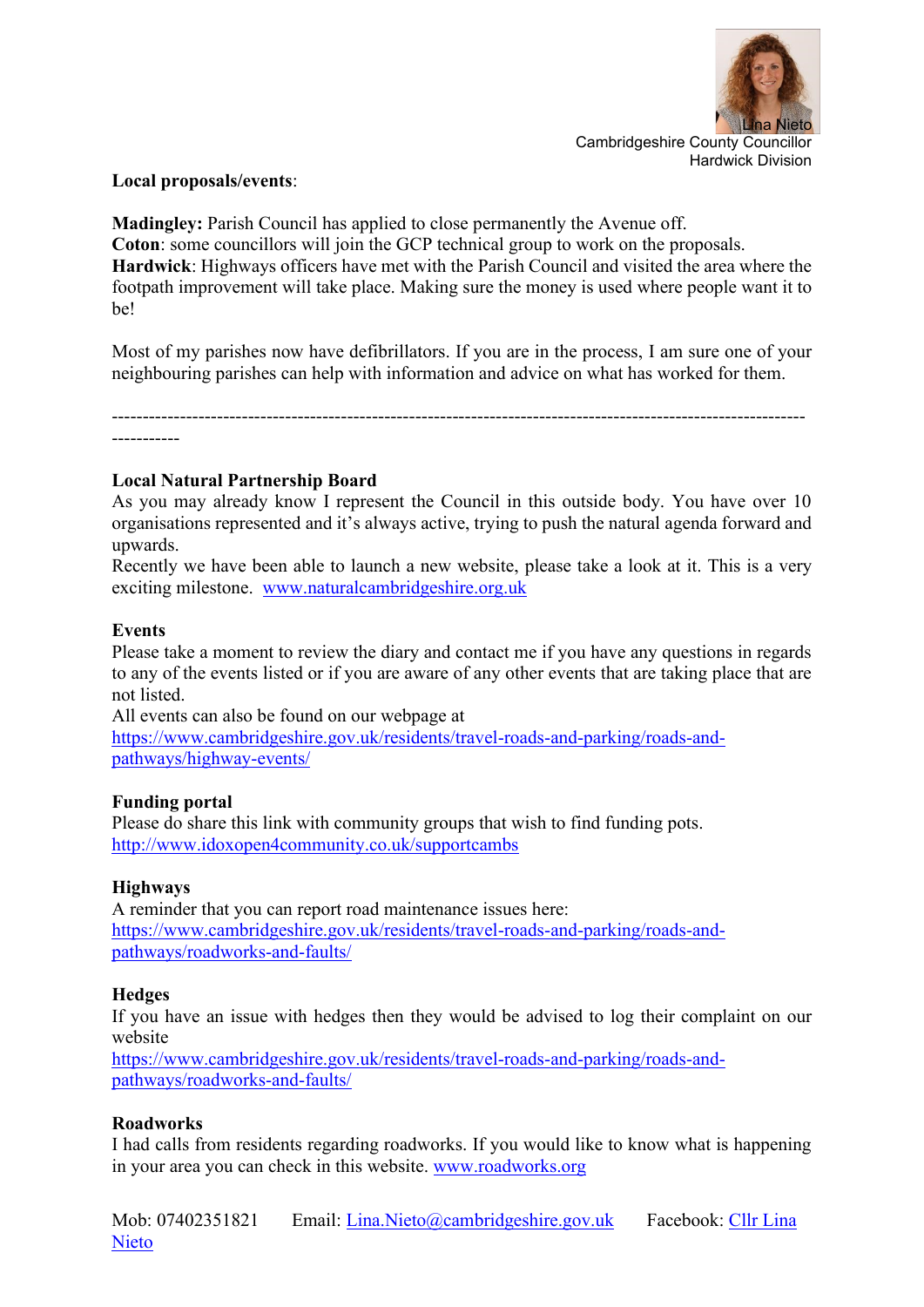Lina Nieto
Cambridgeshire County Councillor
Hardwick Division

**Local proposals/events**:

**Madingley:** Parish Council has applied to close permanently the Avenue off.
**Coton**: some councillors will join the GCP technical group to work on the proposals.
**Hardwick**: Highways officers have met with the Parish Council and visited the area where the footpath improvement will take place. Making sure the money is used where people want it to be!

Most of my parishes now have defibrillators. If you are in the process, I am sure one of your neighbouring parishes can help with information and advice on what has worked for them.

---

**Local Natural Partnership Board**
As you may already know I represent the Council in this outside body. You have over 10 organisations represented and it's always active, trying to push the natural agenda forward and upwards.
Recently we have been able to launch a new website, please take a look at it. This is a very exciting milestone. [www.naturalcambridgeshire.org.uk](www.naturalcambridgeshire.org.uk)

**Events**
Please take a moment to review the diary and contact me if you have any questions in regards to any of the events listed or if you are aware of any other events that are taking place that are not listed.
All events can also be found on our webpage at
[https://www.cambridgeshire.gov.uk/residents/travel-roads-and-parking/roads-and-pathways/highway-events/](https://www.cambridgeshire.gov.uk/residents/travel-roads-and-parking/roads-and-pathways/highway-events/)

**Funding portal**
Please do share this link with community groups that wish to find funding pots.
[http://www.idoxopen4community.co.uk/supportcambs](http://www.idoxopen4community.co.uk/supportcambs)

**Highways**
A reminder that you can report road maintenance issues here:
[https://www.cambridgeshire.gov.uk/residents/travel-roads-and-parking/roads-and-pathways/roadworks-and-faults/](https://www.cambridgeshire.gov.uk/residents/travel-roads-and-parking/roads-and-pathways/roadworks-and-faults/)

**Hedges**
If you have an issue with hedges then they would be advised to log their complaint on our website
[https://www.cambridgeshire.gov.uk/residents/travel-roads-and-parking/roads-and-pathways/roadworks-and-faults/](https://www.cambridgeshire.gov.uk/residents/travel-roads-and-parking/roads-and-pathways/roadworks-and-faults/)

**Roadworks**
I had calls from residents regarding roadworks. If you would like to know what is happening in your area you can check in this website. [www.roadworks.org](www.roadworks.org)

Mob: 07402351821 Email: [Lina.Nieto@cambridgeshire.gov.uk](mailto:Lina.Nieto@cambridgeshire.gov.uk) Facebook: Cllr Lina Nieto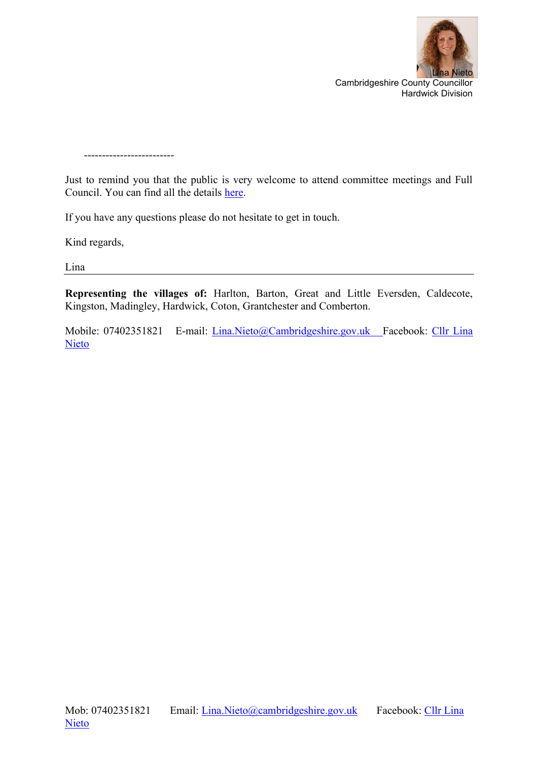-------------------------

Just to remind you that the public is very welcome to attend committee meetings and Full Council. You can find all the details here.

If you have any questions please do not hesitate to get in touch.

Kind regards,

Lina

---

**Representing the villages of:** Harlton, Barton, Great and Little Eversden, Caldecote, Kingston, Madingley, Hardwick, Coton, Grantchester and Comberton.

Mobile: 07402351821 E-mail: Lina.Nieto@Cambridgeshire.gov.uk Facebook: Cllr Lina Nieto